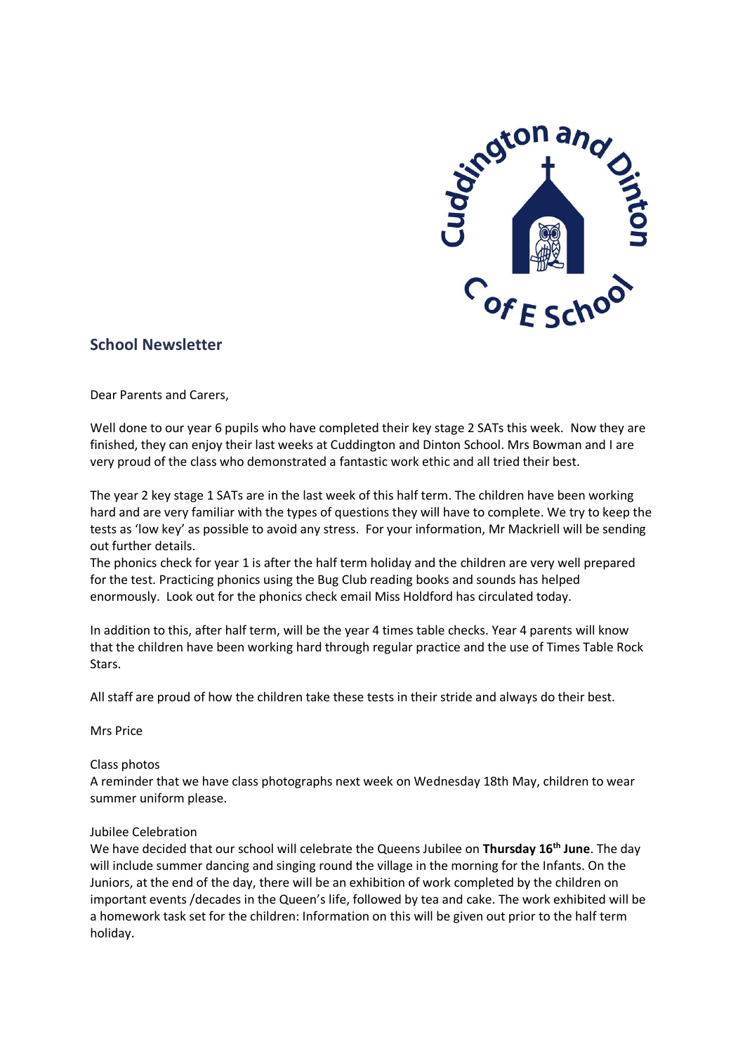## School Newsletter

Dear Parents and Carers,

Well done to our year 6 pupils who have completed their key stage 2 SATs this week. Now they are finished, they can enjoy their last weeks at Cuddington and Dinton School. Mrs Bowman and I are very proud of the class who demonstrated a fantastic work ethic and all tried their best.

The year 2 key stage 1 SATs are in the last week of this half term. The children have been working hard and are very familiar with the types of questions they will have to complete. We try to keep the tests as 'low key' as possible to avoid any stress. For your information, Mr Mackriell will be sending out further details.
The phonics check for year 1 is after the half term holiday and the children are very well prepared for the test. Practicing phonics using the Bug Club reading books and sounds has helped enormously. Look out for the phonics check email Miss Holdford has circulated today.

In addition to this, after half term, will be the year 4 times table checks. Year 4 parents will know that the children have been working hard through regular practice and the use of Times Table Rock Stars.

All staff are proud of how the children take these tests in their stride and always do their best.

Mrs Price

Class photos
A reminder that we have class photographs next week on Wednesday 18th May, children to wear summer uniform please.

Jubilee Celebration
We have decided that our school will celebrate the Queens Jubilee on **Thursday 16th June**. The day will include summer dancing and singing round the village in the morning for the Infants. On the Juniors, at the end of the day, there will be an exhibition of work completed by the children on important events /decades in the Queen's life, followed by tea and cake. The work exhibited will be a homework task set for the children: Information on this will be given out prior to the half term holiday.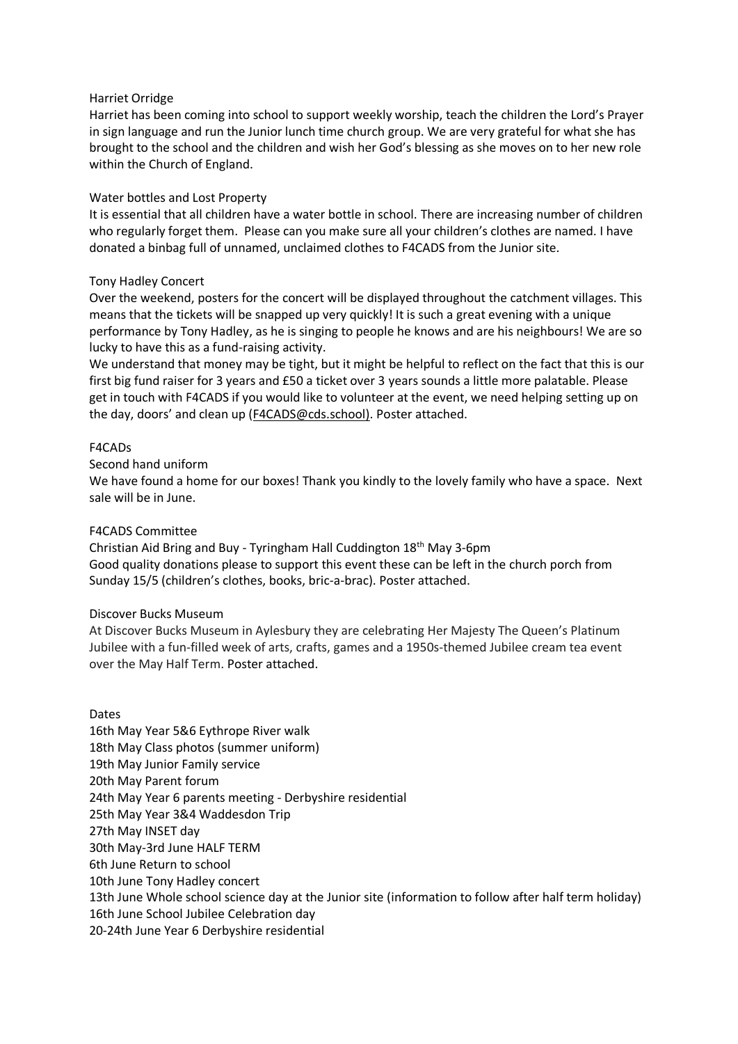Harriet Orridge

Harriet has been coming into school to support weekly worship, teach the children the Lord's Prayer in sign language and run the Junior lunch time church group. We are very grateful for what she has brought to the school and the children and wish her God's blessing as she moves on to her new role within the Church of England.

Water bottles and Lost Property

It is essential that all children have a water bottle in school. There are increasing number of children who regularly forget them. Please can you make sure all your children's clothes are named. I have donated a binbag full of unnamed, unclaimed clothes to F4CADS from the Junior site.

Tony Hadley Concert

Over the weekend, posters for the concert will be displayed throughout the catchment villages. This means that the tickets will be snapped up very quickly! It is such a great evening with a unique performance by Tony Hadley, as he is singing to people he knows and are his neighbours! We are so lucky to have this as a fund-raising activity.

We understand that money may be tight, but it might be helpful to reflect on the fact that this is our first big fund raiser for 3 years and £50 a ticket over 3 years sounds a little more palatable. Please get in touch with F4CADS if you would like to volunteer at the event, we need helping setting up on the day, doors' and clean up (F4CADS@cds.school). Poster attached.

F4CADs

Second hand uniform

We have found a home for our boxes! Thank you kindly to the lovely family who have a space. Next sale will be in June.

F4CADS Committee

Christian Aid Bring and Buy - Tyringham Hall Cuddington 18th May 3-6pm

Good quality donations please to support this event these can be left in the church porch from Sunday 15/5 (children's clothes, books, bric-a-brac). Poster attached.

Discover Bucks Museum

At Discover Bucks Museum in Aylesbury they are celebrating Her Majesty The Queen's Platinum Jubilee with a fun-filled week of arts, crafts, games and a 1950s-themed Jubilee cream tea event over the May Half Term. Poster attached.

Dates

16th May Year 5&6 Eythrope River walk
18th May Class photos (summer uniform)
19th May Junior Family service
20th May Parent forum
24th May Year 6 parents meeting - Derbyshire residential
25th May Year 3&4 Waddesdon Trip
27th May INSET day
30th May-3rd June HALF TERM
6th June Return to school
10th June Tony Hadley concert
13th June Whole school science day at the Junior site (information to follow after half term holiday)
16th June School Jubilee Celebration day
20-24th June Year 6 Derbyshire residential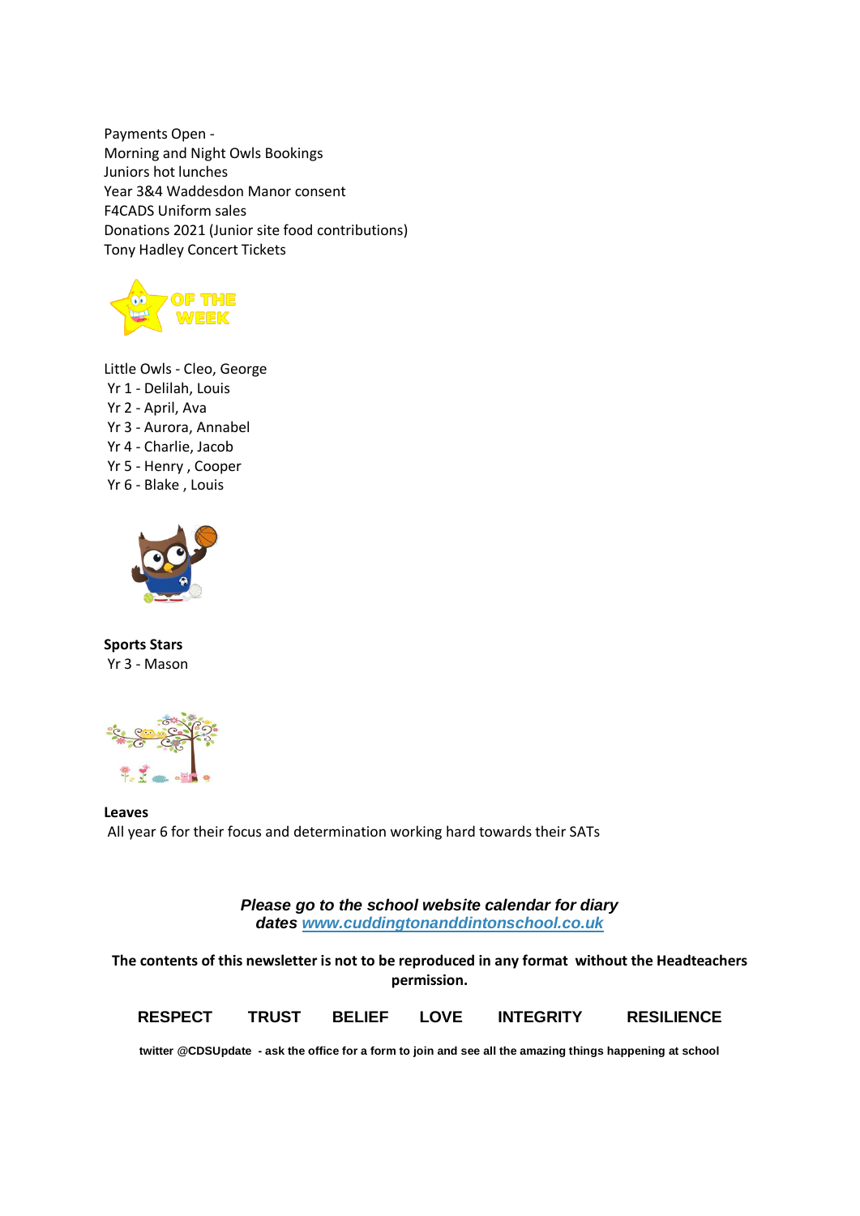Payments Open -
Morning and Night Owls Bookings
Juniors hot lunches
Year 3&4 Waddesdon Manor consent
F4CADS Uniform sales
Donations 2021 (Junior site food contributions)
Tony Hadley Concert Tickets

OF THE WEEK

Little Owls - Cleo, George
Yr 1 - Delilah, Louis
Yr 2 - April, Ava
Yr 3 - Aurora, Annabel
Yr 4 - Charlie, Jacob
Yr 5 - Henry , Cooper
Yr 6 - Blake , Louis

**Sports Stars**
Yr 3 - Mason

**Leaves**
All year 6 for their focus and determination working hard towards their SATs

***Please go to the school website calendar for diary dates [www.cuddingtonanddintonschool.co.uk](www.cuddingtonanddintonschool.co.uk)***

**The contents of this newsletter is not to be reproduced in any format without the Headteachers permission.**

**RESPECT TRUST BELIEF LOVE INTEGRITY RESILIENCE**

**twitter @CDSUpdate - ask the office for a form to join and see all the amazing things happening at school**